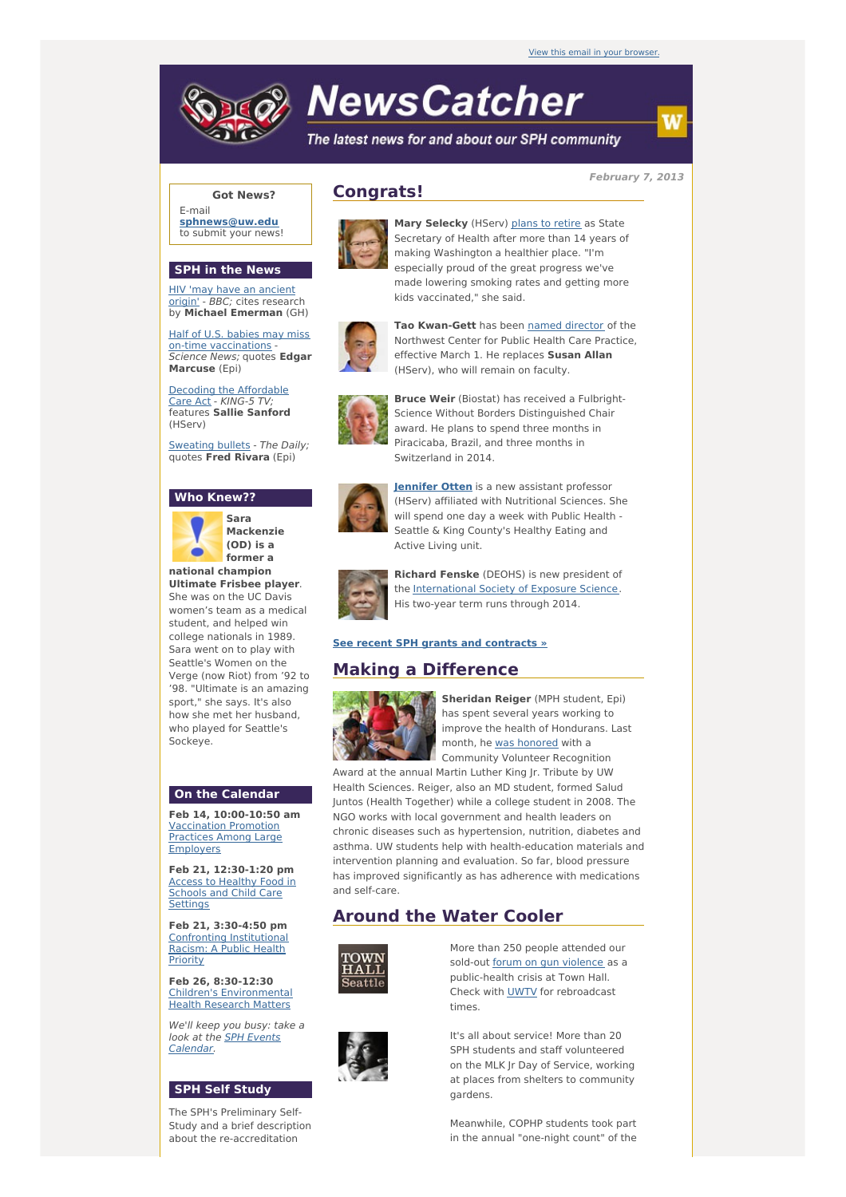View this email in your browser.

# NewsCatcher

*The latest news for and about our SPH community*

*February 7, 2013*

## Congrats!

**Mary Selecky** (HServ) plans to retire as State Secretary of Health after more than 14 years of making Washington a healthier place. "I'm especially proud of the great progress we've made lowering smoking rates and getting more kids vaccinated," she said.

**Tao Kwan-Gett** has been named director of the Northwest Center for Public Health Care Practice, effective March 1. He replaces **Susan Allan** (HServ), who will remain on faculty.

**Bruce Weir** (Biostat) has received a Fulbright-Science Without Borders Distinguished Chair award. He plans to spend three months in Piracicaba, Brazil, and three months in Switzerland in 2014.

**Jennifer Otten** is a new assistant professor (HServ) affiliated with Nutritional Sciences. She will spend one day a week with Public Health - Seattle & King County's Healthy Eating and Active Living unit.

**Richard Fenske** (DEOHS) is new president of the International Society of Exposure Science. His two-year term runs through 2014.

**See recent SPH grants and contracts »**

## Making a Difference

**Sheridan Reiger** (MPH student, Epi) has spent several years working to improve the health of Hondurans. Last month, he was honored with a Community Volunteer Recognition Award at the annual Martin Luther King Jr. Tribute by UW Health Sciences. Reiger, also an MD student, formed Salud Juntos (Health Together) while a college student in 2008. The NGO works with local government and health leaders on chronic diseases such as hypertension, nutrition, diabetes and asthma. UW students help with health-education materials and intervention planning and evaluation. So far, blood pressure has improved significantly as has adherence with medications and self-care.

## Around the Water Cooler

More than 250 people attended our sold-out forum on gun violence as a public-health crisis at Town Hall. Check with UWTV for rebroadcast times.

It's all about service! More than 20 SPH students and staff volunteered on the MLK Jr Day of Service, working at places from shelters to community gardens.

Meanwhile, COPHP students took part in the annual "one-night count" of the

### Got News?

E-mail **sphnews@uw.edu** to submit your news!

### SPH in the News

HIV 'may have an ancient origin' - *BBC;* cites research by **Michael Emerman** (GH)

Half of U.S. babies may miss on-time vaccinations - *Science News;* quotes **Edgar Marcuse** (Epi)

Decoding the Affordable Care Act - *KING-5 TV;* features **Sallie Sanford** (HServ)

Sweating bullets - *The Daily;* quotes **Fred Rivara** (Epi)

### Who Knew??

**Sara Mackenzie (OD) is a former a national champion Ultimate Frisbee player**. She was on the UC Davis women's team as a medical student, and helped win college nationals in 1989. Sara went on to play with Seattle's Women on the Verge (now Riot) from '92 to '98. "Ultimate is an amazing sport," she says. It's also how she met her husband, who played for Seattle's Sockeye.

### On the Calendar

**Feb 14, 10:00-10:50 am**
Vaccination Promotion Practices Among Large Employers

**Feb 21, 12:30-1:20 pm**
Access to Healthy Food in Schools and Child Care Settings

**Feb 21, 3:30-4:50 pm**
Confronting Institutional Racism: A Public Health Priority

**Feb 26, 8:30-12:30**
Children's Environmental Health Research Matters

*We'll keep you busy: take a look at the SPH Events Calendar.*

### SPH Self Study

The SPH's Preliminary Self-Study and a brief description about the re-accreditation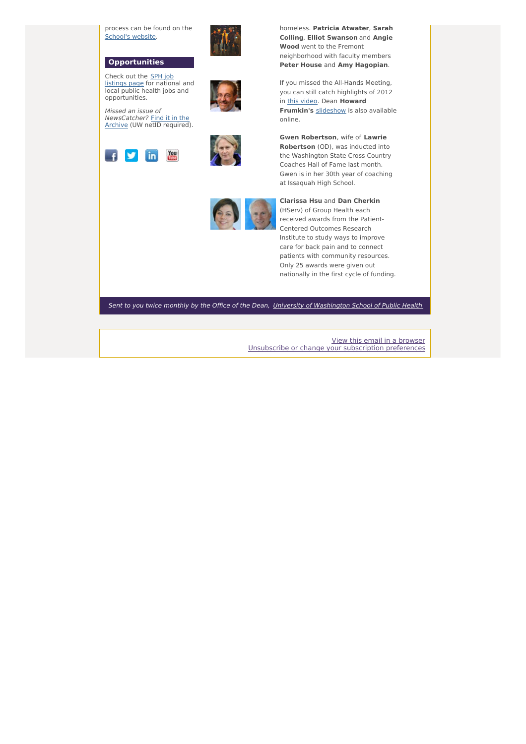process can be found on the School's website.

## Opportunities

Check out the SPH job listings page for national and local public health jobs and opportunities.

*Missed an issue of NewsCatcher?* Find it in the Archive (UW netID required).

homeless. **Patricia Atwater**, **Sarah Colling**, **Elliot Swanson** and **Angie Wood** went to the Fremont neighborhood with faculty members **Peter House** and **Amy Hagopian**.

If you missed the All-Hands Meeting, you can still catch highlights of 2012 in this video. Dean **Howard Frumkin's** slideshow is also available online.

**Gwen Robertson**, wife of **Lawrie Robertson** (OD), was inducted into the Washington State Cross Country Coaches Hall of Fame last month. Gwen is in her 30th year of coaching at Issaquah High School.

**Clarissa Hsu** and **Dan Cherkin** (HServ) of Group Health each received awards from the Patient-Centered Outcomes Research Institute to study ways to improve care for back pain and to connect patients with community resources. Only 25 awards were given out nationally in the first cycle of funding.

*Sent to you twice monthly by the Office of the Dean, University of Washington School of Public Health*

View this email in a browser
Unsubscribe or change your subscription preferences